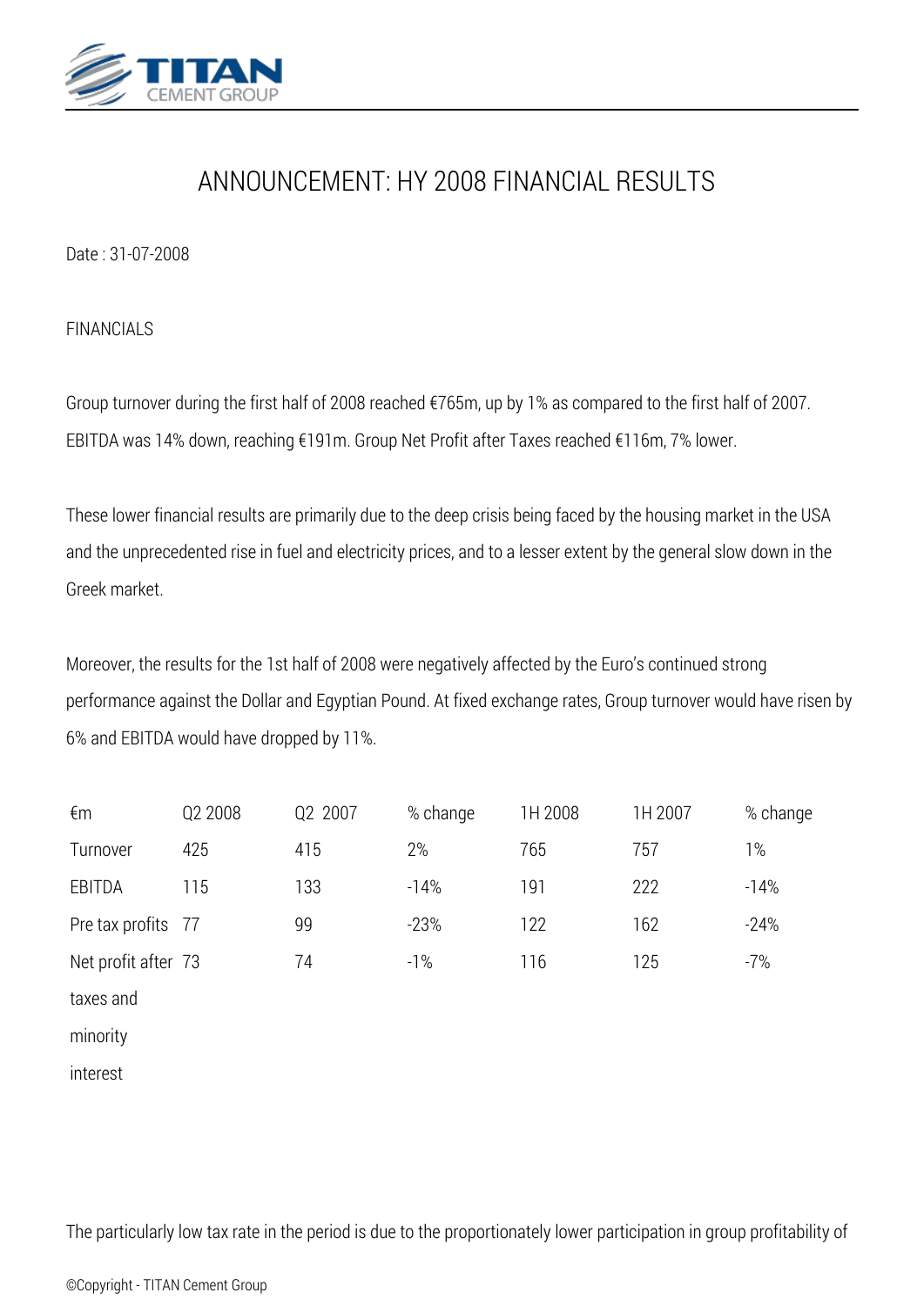# ANNOUNCEMENT: HY 2008 FINANCIAL RESULTS

Date : 31-07-2008

FINANCIALS

Group turnover during the first half of 2008 reached €765m, up by 1% as compared to the first half of 2007. EBITDA was 14% down, reaching €191m. Group Net Profit after Taxes reached €116m, 7% lower.

These lower financial results are primarily due to the deep crisis being faced by the housing market in the USA and the unprecedented rise in fuel and electricity prices, and to a lesser extent by the general slow down in the Greek market.

Moreover, the results for the 1st half of 2008 were negatively affected by the Euro's continued strong performance against the Dollar and Egyptian Pound. At fixed exchange rates, Group turnover would have risen by 6% and EBITDA would have dropped by 11%.

| €m | Q2 2008 | Q2 2007 | % change | 1H 2008 | 1H 2007 | % change |
|---|---|---|---|---|---|---|
| Turnover | 425 | 415 | 2% | 765 | 757 | 1% |
| EBITDA | 115 | 133 | -14% | 191 | 222 | -14% |
| Pre tax profits | 77 | 99 | -23% | 122 | 162 | -24% |
| Net profit after taxes and minority interest | 73 | 74 | -1% | 116 | 125 | -7% |

The particularly low tax rate in the period is due to the proportionately lower participation in group profitability of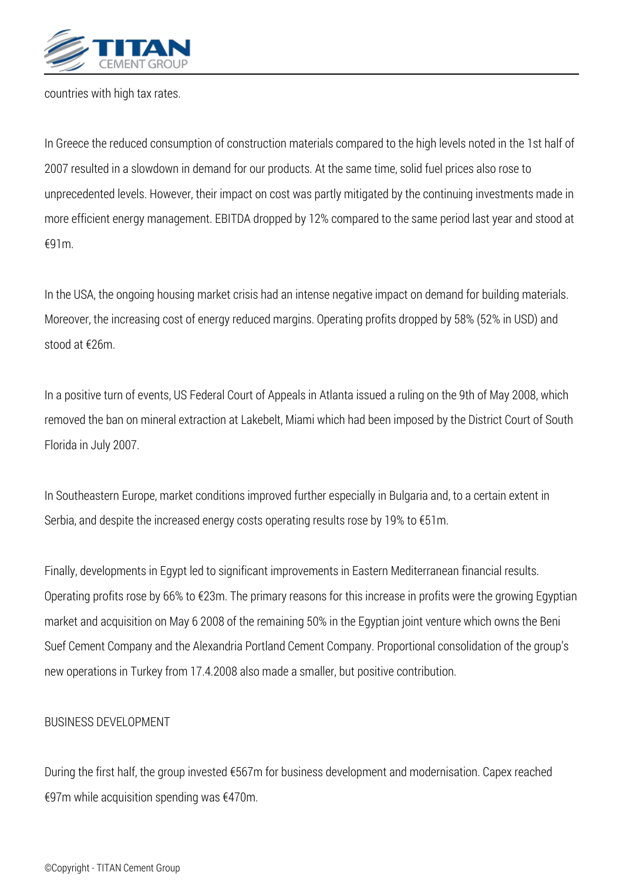countries with high tax rates.

In Greece the reduced consumption of construction materials compared to the high levels noted in the 1st half of 2007 resulted in a slowdown in demand for our products. At the same time, solid fuel prices also rose to unprecedented levels. However, their impact on cost was partly mitigated by the continuing investments made in more efficient energy management. EBITDA dropped by 12% compared to the same period last year and stood at €91m.

In the USA, the ongoing housing market crisis had an intense negative impact on demand for building materials. Moreover, the increasing cost of energy reduced margins. Operating profits dropped by 58% (52% in USD) and stood at €26m.

In a positive turn of events, US Federal Court of Appeals in Atlanta issued a ruling on the 9th of May 2008, which removed the ban on mineral extraction at Lakebelt, Miami which had been imposed by the District Court of South Florida in July 2007.

In Southeastern Europe, market conditions improved further especially in Bulgaria and, to a certain extent in Serbia, and despite the increased energy costs operating results rose by 19% to €51m.

Finally, developments in Egypt led to significant improvements in Eastern Mediterranean financial results. Operating profits rose by 66% to €23m. The primary reasons for this increase in profits were the growing Egyptian market and acquisition on May 6 2008 of the remaining 50% in the Egyptian joint venture which owns the Beni Suef Cement Company and the Alexandria Portland Cement Company. Proportional consolidation of the group's new operations in Turkey from 17.4.2008 also made a smaller, but positive contribution.

## BUSINESS DEVELOPMENT

During the first half, the group invested €567m for business development and modernisation. Capex reached €97m while acquisition spending was €470m.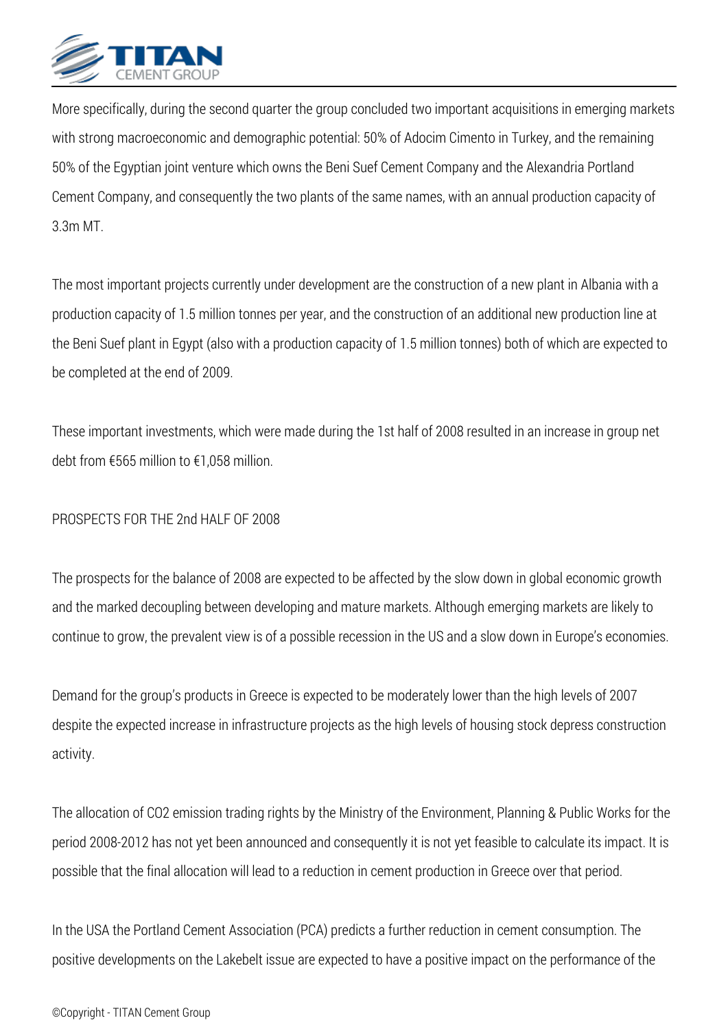More specifically, during the second quarter the group concluded two important acquisitions in emerging markets with strong macroeconomic and demographic potential: 50% of Adocim Cimento in Turkey, and the remaining 50% of the Egyptian joint venture which owns the Beni Suef Cement Company and the Alexandria Portland Cement Company, and consequently the two plants of the same names, with an annual production capacity of 3.3m MT.

The most important projects currently under development are the construction of a new plant in Albania with a production capacity of 1.5 million tonnes per year, and the construction of an additional new production line at the Beni Suef plant in Egypt (also with a production capacity of 1.5 million tonnes) both of which are expected to be completed at the end of 2009.

These important investments, which were made during the 1st half of 2008 resulted in an increase in group net debt from €565 million to €1,058 million.

PROSPECTS FOR THE 2nd HALF OF 2008

The prospects for the balance of 2008 are expected to be affected by the slow down in global economic growth and the marked decoupling between developing and mature markets. Although emerging markets are likely to continue to grow, the prevalent view is of a possible recession in the US and a slow down in Europe's economies.

Demand for the group's products in Greece is expected to be moderately lower than the high levels of 2007 despite the expected increase in infrastructure projects as the high levels of housing stock depress construction activity.

The allocation of $CO_2$ emission trading rights by the Ministry of the Environment, Planning & Public Works for the period 2008-2012 has not yet been announced and consequently it is not yet feasible to calculate its impact. It is possible that the final allocation will lead to a reduction in cement production in Greece over that period.

In the USA the Portland Cement Association (PCA) predicts a further reduction in cement consumption. The positive developments on the Lakebelt issue are expected to have a positive impact on the performance of the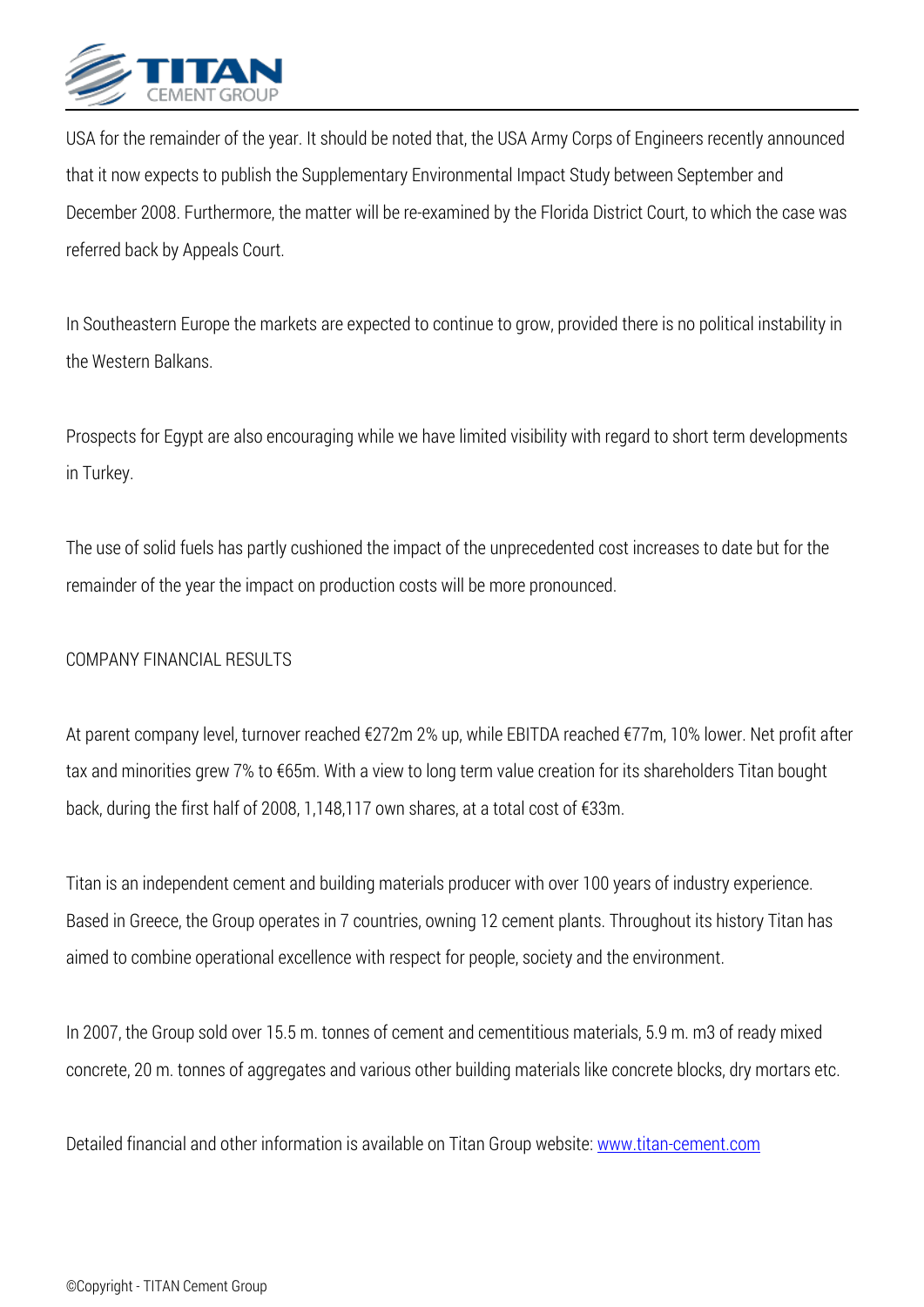USA for the remainder of the year. It should be noted that, the USA Army Corps of Engineers recently announced that it now expects to publish the Supplementary Environmental Impact Study between September and December 2008. Furthermore, the matter will be re-examined by the Florida District Court, to which the case was referred back by Appeals Court.

In Southeastern Europe the markets are expected to continue to grow, provided there is no political instability in the Western Balkans.

Prospects for Egypt are also encouraging while we have limited visibility with regard to short term developments in Turkey.

The use of solid fuels has partly cushioned the impact of the unprecedented cost increases to date but for the remainder of the year the impact on production costs will be more pronounced.

## COMPANY FINANCIAL RESULTS

At parent company level, turnover reached €272m 2% up, while EBITDA reached €77m, 10% lower. Net profit after tax and minorities grew 7% to €65m. With a view to long term value creation for its shareholders Titan bought back, during the first half of 2008, 1,148,117 own shares, at a total cost of €33m.

Titan is an independent cement and building materials producer with over 100 years of industry experience. Based in Greece, the Group operates in 7 countries, owning 12 cement plants. Throughout its history Titan has aimed to combine operational excellence with respect for people, society and the environment.

In 2007, the Group sold over 15.5 m. tonnes of cement and cementitious materials, 5.9 m. m3 of ready mixed concrete, 20 m. tonnes of aggregates and various other building materials like concrete blocks, dry mortars etc.

Detailed financial and other information is available on Titan Group website: [www.titan-cement.com](http://www.titan-cement.com)

©Copyright - TITAN Cement Group